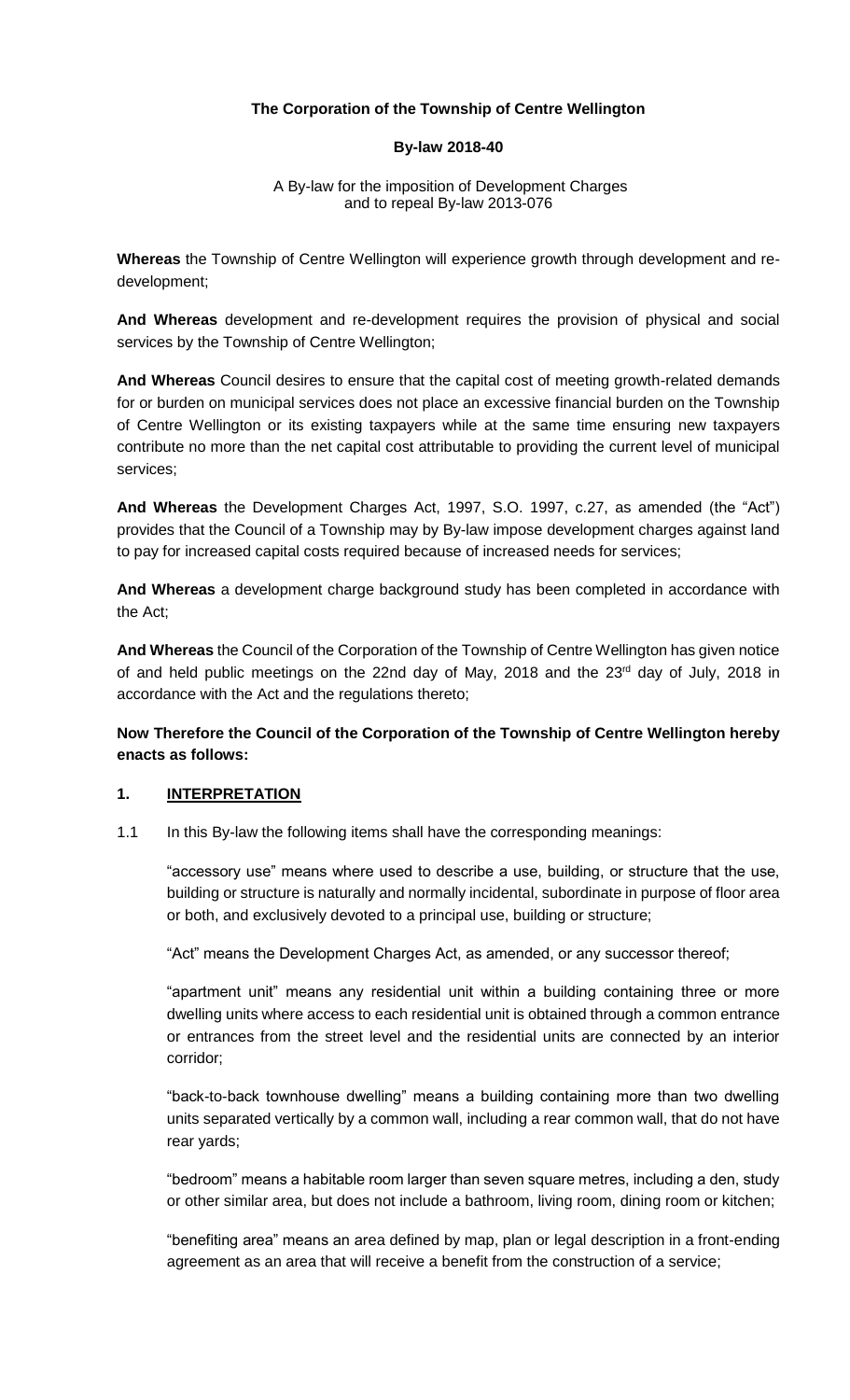**The Corporation of the Township of Centre Wellington**

**By-law 2018-40**

A By-law for the imposition of Development Charges
and to repeal By-law 2013-076

**Whereas** the Township of Centre Wellington will experience growth through development and re-development;

**And Whereas** development and re-development requires the provision of physical and social services by the Township of Centre Wellington;

**And Whereas** Council desires to ensure that the capital cost of meeting growth-related demands for or burden on municipal services does not place an excessive financial burden on the Township of Centre Wellington or its existing taxpayers while at the same time ensuring new taxpayers contribute no more than the net capital cost attributable to providing the current level of municipal services;

**And Whereas** the Development Charges Act, 1997, S.O. 1997, c.27, as amended (the "Act") provides that the Council of a Township may by By-law impose development charges against land to pay for increased capital costs required because of increased needs for services;

**And Whereas** a development charge background study has been completed in accordance with the Act;

**And Whereas** the Council of the Corporation of the Township of Centre Wellington has given notice of and held public meetings on the 22nd day of May, 2018 and the 23rd day of July, 2018 in accordance with the Act and the regulations thereto;

**Now Therefore the Council of the Corporation of the Township of Centre Wellington hereby enacts as follows:**

## 1. INTERPRETATION

1.1 In this By-law the following items shall have the corresponding meanings:

"accessory use" means where used to describe a use, building, or structure that the use, building or structure is naturally and normally incidental, subordinate in purpose of floor area or both, and exclusively devoted to a principal use, building or structure;

"Act" means the Development Charges Act, as amended, or any successor thereof;

"apartment unit" means any residential unit within a building containing three or more dwelling units where access to each residential unit is obtained through a common entrance or entrances from the street level and the residential units are connected by an interior corridor;

"back-to-back townhouse dwelling" means a building containing more than two dwelling units separated vertically by a common wall, including a rear common wall, that do not have rear yards;

"bedroom" means a habitable room larger than seven square metres, including a den, study or other similar area, but does not include a bathroom, living room, dining room or kitchen;

"benefiting area" means an area defined by map, plan or legal description in a front-ending agreement as an area that will receive a benefit from the construction of a service;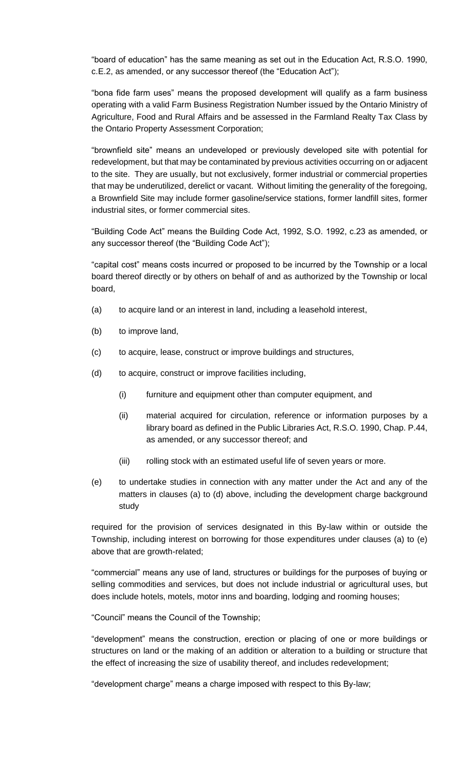"board of education" has the same meaning as set out in the Education Act, R.S.O. 1990, c.E.2, as amended, or any successor thereof (the "Education Act");

"bona fide farm uses" means the proposed development will qualify as a farm business operating with a valid Farm Business Registration Number issued by the Ontario Ministry of Agriculture, Food and Rural Affairs and be assessed in the Farmland Realty Tax Class by the Ontario Property Assessment Corporation;

"brownfield site" means an undeveloped or previously developed site with potential for redevelopment, but that may be contaminated by previous activities occurring on or adjacent to the site. They are usually, but not exclusively, former industrial or commercial properties that may be underutilized, derelict or vacant. Without limiting the generality of the foregoing, a Brownfield Site may include former gasoline/service stations, former landfill sites, former industrial sites, or former commercial sites.

"Building Code Act" means the Building Code Act, 1992, S.O. 1992, c.23 as amended, or any successor thereof (the "Building Code Act");

"capital cost" means costs incurred or proposed to be incurred by the Township or a local board thereof directly or by others on behalf of and as authorized by the Township or local board,

(a) to acquire land or an interest in land, including a leasehold interest,

(b) to improve land,

(c) to acquire, lease, construct or improve buildings and structures,

(d) to acquire, construct or improve facilities including,

 (i) furniture and equipment other than computer equipment, and

 (ii) material acquired for circulation, reference or information purposes by a library board as defined in the Public Libraries Act, R.S.O. 1990, Chap. P.44, as amended, or any successor thereof; and

 (iii) rolling stock with an estimated useful life of seven years or more.

(e) to undertake studies in connection with any matter under the Act and any of the matters in clauses (a) to (d) above, including the development charge background study

required for the provision of services designated in this By-law within or outside the Township, including interest on borrowing for those expenditures under clauses (a) to (e) above that are growth-related;

"commercial" means any use of land, structures or buildings for the purposes of buying or selling commodities and services, but does not include industrial or agricultural uses, but does include hotels, motels, motor inns and boarding, lodging and rooming houses;

"Council" means the Council of the Township;

"development" means the construction, erection or placing of one or more buildings or structures on land or the making of an addition or alteration to a building or structure that the effect of increasing the size of usability thereof, and includes redevelopment;

"development charge" means a charge imposed with respect to this By-law;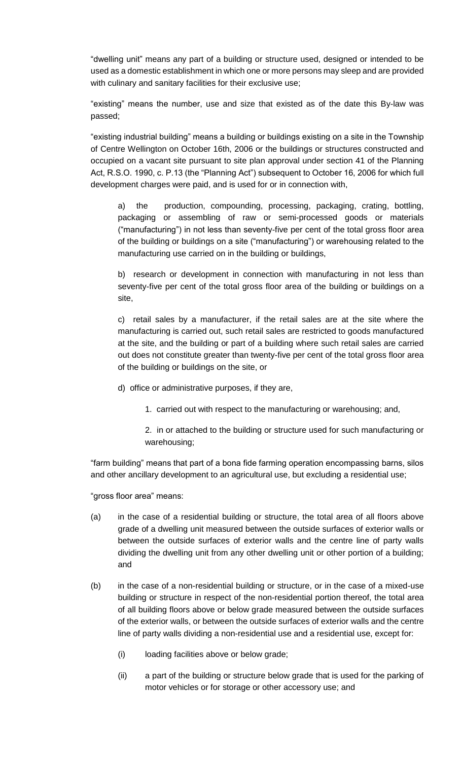"dwelling unit" means any part of a building or structure used, designed or intended to be used as a domestic establishment in which one or more persons may sleep and are provided with culinary and sanitary facilities for their exclusive use;

"existing" means the number, use and size that existed as of the date this By-law was passed;

"existing industrial building" means a building or buildings existing on a site in the Township of Centre Wellington on October 16th, 2006 or the buildings or structures constructed and occupied on a vacant site pursuant to site plan approval under section 41 of the Planning Act, R.S.O. 1990, c. P.13 (the "Planning Act") subsequent to October 16, 2006 for which full development charges were paid, and is used for or in connection with,

a) the production, compounding, processing, packaging, crating, bottling, packaging or assembling of raw or semi-processed goods or materials ("manufacturing") in not less than seventy-five per cent of the total gross floor area of the building or buildings on a site ("manufacturing") or warehousing related to the manufacturing use carried on in the building or buildings,

b) research or development in connection with manufacturing in not less than seventy-five per cent of the total gross floor area of the building or buildings on a site,

c) retail sales by a manufacturer, if the retail sales are at the site where the manufacturing is carried out, such retail sales are restricted to goods manufactured at the site, and the building or part of a building where such retail sales are carried out does not constitute greater than twenty-five per cent of the total gross floor area of the building or buildings on the site, or

d) office or administrative purposes, if they are,

1. carried out with respect to the manufacturing or warehousing; and,

2. in or attached to the building or structure used for such manufacturing or warehousing;

"farm building" means that part of a bona fide farming operation encompassing barns, silos and other ancillary development to an agricultural use, but excluding a residential use;

"gross floor area" means:

(a) in the case of a residential building or structure, the total area of all floors above grade of a dwelling unit measured between the outside surfaces of exterior walls or between the outside surfaces of exterior walls and the centre line of party walls dividing the dwelling unit from any other dwelling unit or other portion of a building; and

(b) in the case of a non-residential building or structure, or in the case of a mixed-use building or structure in respect of the non-residential portion thereof, the total area of all building floors above or below grade measured between the outside surfaces of the exterior walls, or between the outside surfaces of exterior walls and the centre line of party walls dividing a non-residential use and a residential use, except for:

(i) loading facilities above or below grade;

(ii) a part of the building or structure below grade that is used for the parking of motor vehicles or for storage or other accessory use; and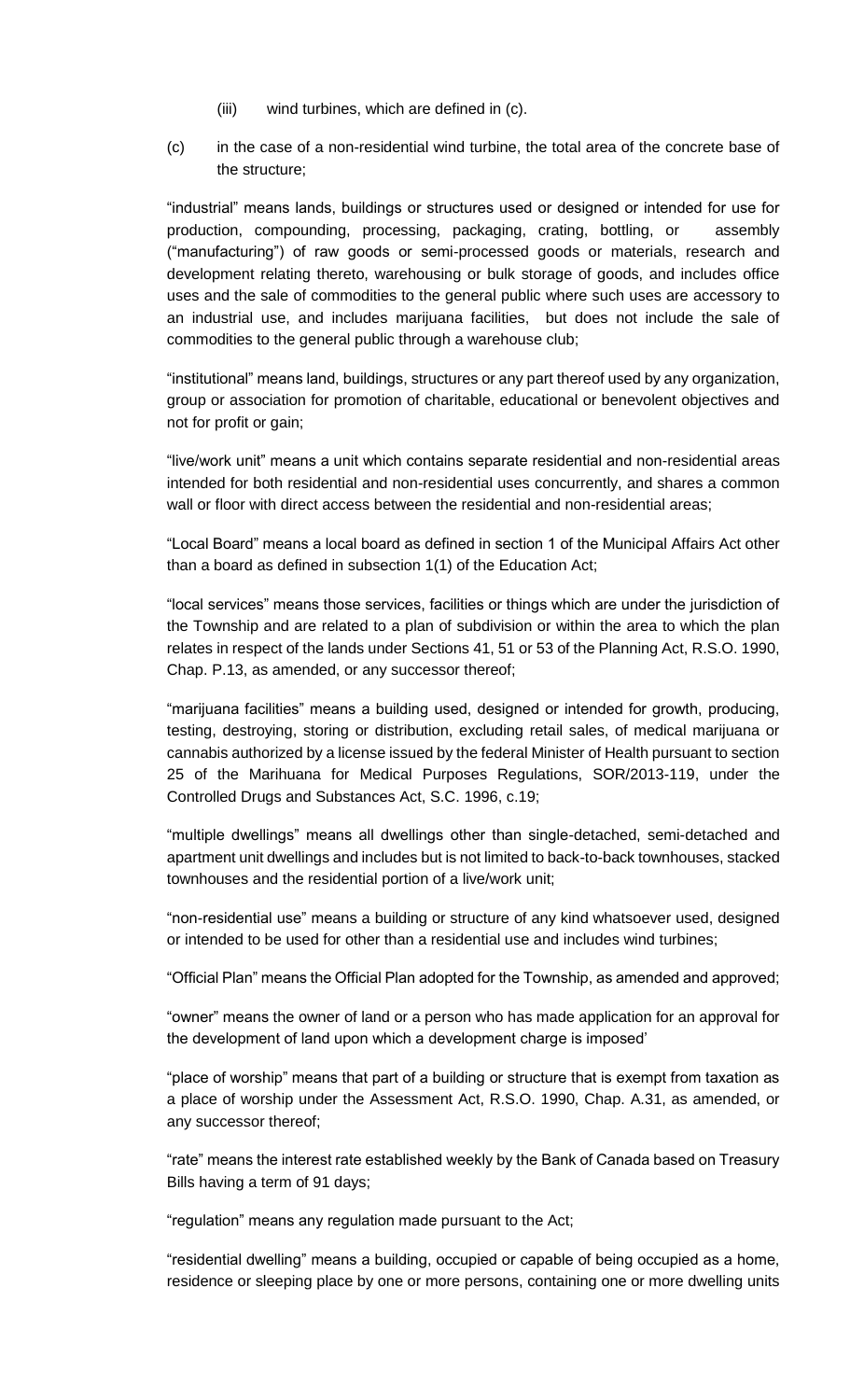(iii) wind turbines, which are defined in (c).

(c) in the case of a non-residential wind turbine, the total area of the concrete base of the structure;

"industrial" means lands, buildings or structures used or designed or intended for use for production, compounding, processing, packaging, crating, bottling, or assembly ("manufacturing") of raw goods or semi-processed goods or materials, research and development relating thereto, warehousing or bulk storage of goods, and includes office uses and the sale of commodities to the general public where such uses are accessory to an industrial use, and includes marijuana facilities, but does not include the sale of commodities to the general public through a warehouse club;

"institutional" means land, buildings, structures or any part thereof used by any organization, group or association for promotion of charitable, educational or benevolent objectives and not for profit or gain;

"live/work unit" means a unit which contains separate residential and non-residential areas intended for both residential and non-residential uses concurrently, and shares a common wall or floor with direct access between the residential and non-residential areas;

"Local Board" means a local board as defined in section 1 of the Municipal Affairs Act other than a board as defined in subsection 1(1) of the Education Act;

"local services" means those services, facilities or things which are under the jurisdiction of the Township and are related to a plan of subdivision or within the area to which the plan relates in respect of the lands under Sections 41, 51 or 53 of the Planning Act, R.S.O. 1990, Chap. P.13, as amended, or any successor thereof;

"marijuana facilities" means a building used, designed or intended for growth, producing, testing, destroying, storing or distribution, excluding retail sales, of medical marijuana or cannabis authorized by a license issued by the federal Minister of Health pursuant to section 25 of the Marihuana for Medical Purposes Regulations, SOR/2013-119, under the Controlled Drugs and Substances Act, S.C. 1996, c.19;

"multiple dwellings" means all dwellings other than single-detached, semi-detached and apartment unit dwellings and includes but is not limited to back-to-back townhouses, stacked townhouses and the residential portion of a live/work unit;

"non-residential use" means a building or structure of any kind whatsoever used, designed or intended to be used for other than a residential use and includes wind turbines;

"Official Plan" means the Official Plan adopted for the Township, as amended and approved;

"owner" means the owner of land or a person who has made application for an approval for the development of land upon which a development charge is imposed'

"place of worship" means that part of a building or structure that is exempt from taxation as a place of worship under the Assessment Act, R.S.O. 1990, Chap. A.31, as amended, or any successor thereof;

"rate" means the interest rate established weekly by the Bank of Canada based on Treasury Bills having a term of 91 days;

"regulation" means any regulation made pursuant to the Act;

"residential dwelling" means a building, occupied or capable of being occupied as a home, residence or sleeping place by one or more persons, containing one or more dwelling units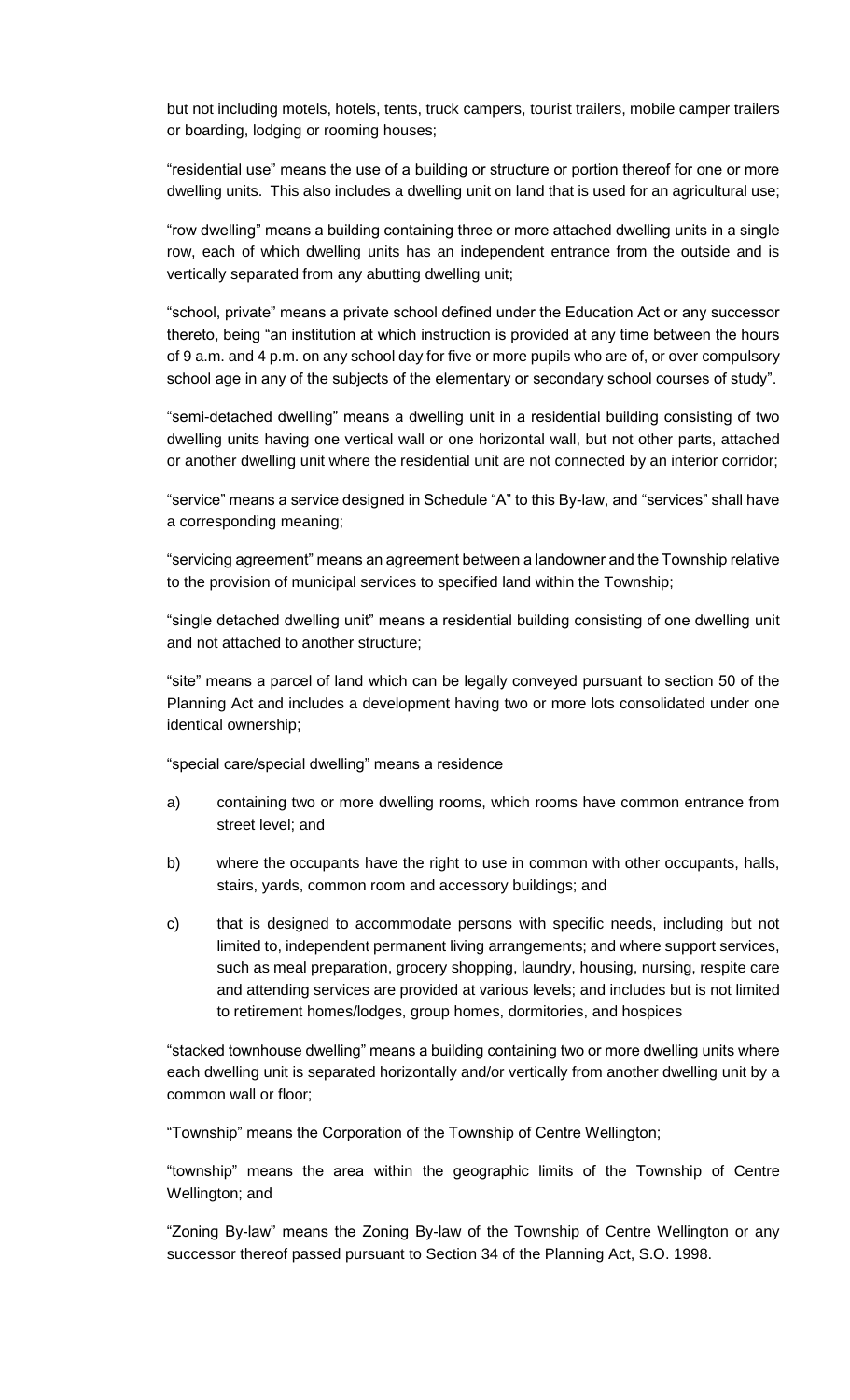but not including motels, hotels, tents, truck campers, tourist trailers, mobile camper trailers or boarding, lodging or rooming houses;

"residential use" means the use of a building or structure or portion thereof for one or more dwelling units. This also includes a dwelling unit on land that is used for an agricultural use;

"row dwelling" means a building containing three or more attached dwelling units in a single row, each of which dwelling units has an independent entrance from the outside and is vertically separated from any abutting dwelling unit;

"school, private" means a private school defined under the Education Act or any successor thereto, being "an institution at which instruction is provided at any time between the hours of 9 a.m. and 4 p.m. on any school day for five or more pupils who are of, or over compulsory school age in any of the subjects of the elementary or secondary school courses of study".

"semi-detached dwelling" means a dwelling unit in a residential building consisting of two dwelling units having one vertical wall or one horizontal wall, but not other parts, attached or another dwelling unit where the residential unit are not connected by an interior corridor;

"service" means a service designed in Schedule "A" to this By-law, and "services" shall have a corresponding meaning;

"servicing agreement" means an agreement between a landowner and the Township relative to the provision of municipal services to specified land within the Township;

"single detached dwelling unit" means a residential building consisting of one dwelling unit and not attached to another structure;

"site" means a parcel of land which can be legally conveyed pursuant to section 50 of the Planning Act and includes a development having two or more lots consolidated under one identical ownership;

"special care/special dwelling" means a residence

a) containing two or more dwelling rooms, which rooms have common entrance from street level; and

b) where the occupants have the right to use in common with other occupants, halls, stairs, yards, common room and accessory buildings; and

c) that is designed to accommodate persons with specific needs, including but not limited to, independent permanent living arrangements; and where support services, such as meal preparation, grocery shopping, laundry, housing, nursing, respite care and attending services are provided at various levels; and includes but is not limited to retirement homes/lodges, group homes, dormitories, and hospices

"stacked townhouse dwelling" means a building containing two or more dwelling units where each dwelling unit is separated horizontally and/or vertically from another dwelling unit by a common wall or floor;

"Township" means the Corporation of the Township of Centre Wellington;

"township" means the area within the geographic limits of the Township of Centre Wellington; and

"Zoning By-law" means the Zoning By-law of the Township of Centre Wellington or any successor thereof passed pursuant to Section 34 of the Planning Act, S.O. 1998.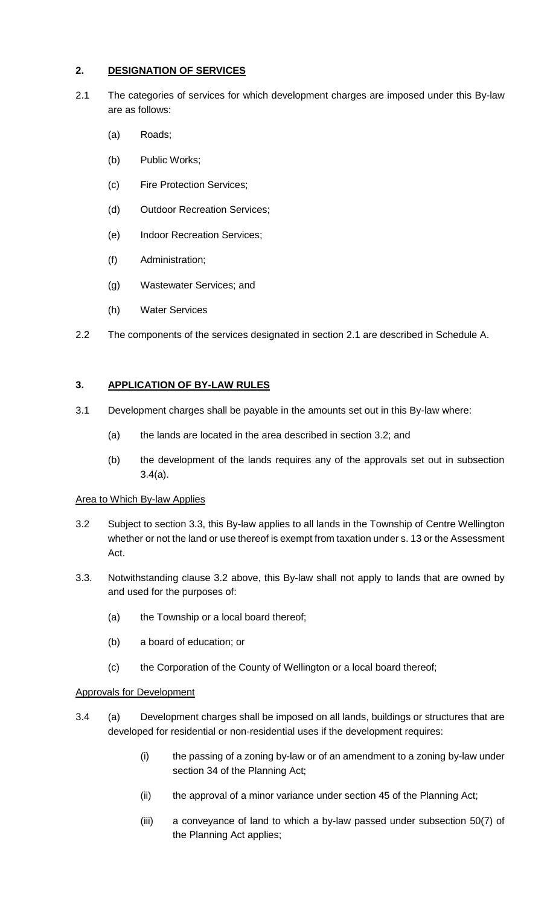## 2. DESIGNATION OF SERVICES

2.1 The categories of services for which development charges are imposed under this By-law are as follows:

(a) Roads;

(b) Public Works;

(c) Fire Protection Services;

(d) Outdoor Recreation Services;

(e) Indoor Recreation Services;

(f) Administration;

(g) Wastewater Services; and

(h) Water Services

2.2 The components of the services designated in section 2.1 are described in Schedule A.

## 3. APPLICATION OF BY-LAW RULES

3.1 Development charges shall be payable in the amounts set out in this By-law where:

(a) the lands are located in the area described in section 3.2; and

(b) the development of the lands requires any of the approvals set out in subsection 3.4(a).

Area to Which By-law Applies

3.2 Subject to section 3.3, this By-law applies to all lands in the Township of Centre Wellington whether or not the land or use thereof is exempt from taxation under s. 13 or the Assessment Act.

3.3. Notwithstanding clause 3.2 above, this By-law shall not apply to lands that are owned by and used for the purposes of:

(a) the Township or a local board thereof;

(b) a board of education; or

(c) the Corporation of the County of Wellington or a local board thereof;

Approvals for Development

3.4 (a) Development charges shall be imposed on all lands, buildings or structures that are developed for residential or non-residential uses if the development requires:

(i) the passing of a zoning by-law or of an amendment to a zoning by-law under section 34 of the Planning Act;

(ii) the approval of a minor variance under section 45 of the Planning Act;

(iii) a conveyance of land to which a by-law passed under subsection 50(7) of the Planning Act applies;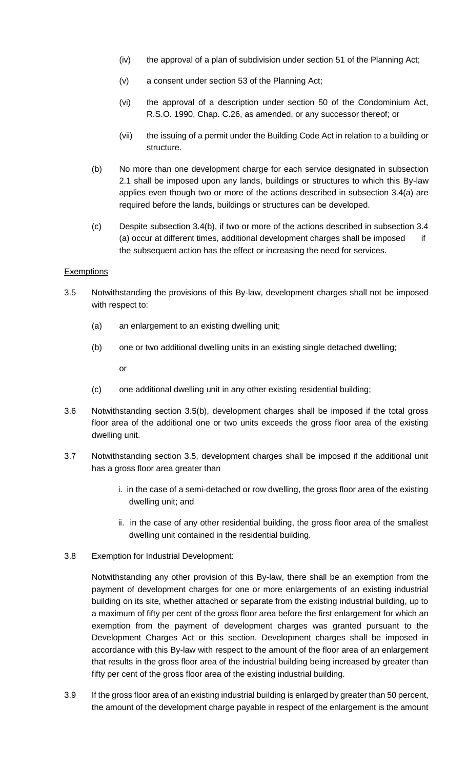(iv) the approval of a plan of subdivision under section 51 of the Planning Act;

(v) a consent under section 53 of the Planning Act;

(vi) the approval of a description under section 50 of the Condominium Act, R.S.O. 1990, Chap. C.26, as amended, or any successor thereof; or

(vii) the issuing of a permit under the Building Code Act in relation to a building or structure.

(b) No more than one development charge for each service designated in subsection 2.1 shall be imposed upon any lands, buildings or structures to which this By-law applies even though two or more of the actions described in subsection 3.4(a) are required before the lands, buildings or structures can be developed.

(c) Despite subsection 3.4(b), if two or more of the actions described in subsection 3.4 (a) occur at different times, additional development charges shall be imposed if the subsequent action has the effect or increasing the need for services.

<u>Exemptions</u>

3.5 Notwithstanding the provisions of this By-law, development charges shall not be imposed with respect to:

(a) an enlargement to an existing dwelling unit;

(b) one or two additional dwelling units in an existing single detached dwelling;

or

(c) one additional dwelling unit in any other existing residential building;

3.6 Notwithstanding section 3.5(b), development charges shall be imposed if the total gross floor area of the additional one or two units exceeds the gross floor area of the existing dwelling unit.

3.7 Notwithstanding section 3.5, development charges shall be imposed if the additional unit has a gross floor area greater than

i. in the case of a semi-detached or row dwelling, the gross floor area of the existing dwelling unit; and

ii. in the case of any other residential building, the gross floor area of the smallest dwelling unit contained in the residential building.

3.8 Exemption for Industrial Development:

Notwithstanding any other provision of this By-law, there shall be an exemption from the payment of development charges for one or more enlargements of an existing industrial building on its site, whether attached or separate from the existing industrial building, up to a maximum of fifty per cent of the gross floor area before the first enlargement for which an exemption from the payment of development charges was granted pursuant to the Development Charges Act or this section. Development charges shall be imposed in accordance with this By-law with respect to the amount of the floor area of an enlargement that results in the gross floor area of the industrial building being increased by greater than fifty per cent of the gross floor area of the existing industrial building.

3.9 If the gross floor area of an existing industrial building is enlarged by greater than 50 percent, the amount of the development charge payable in respect of the enlargement is the amount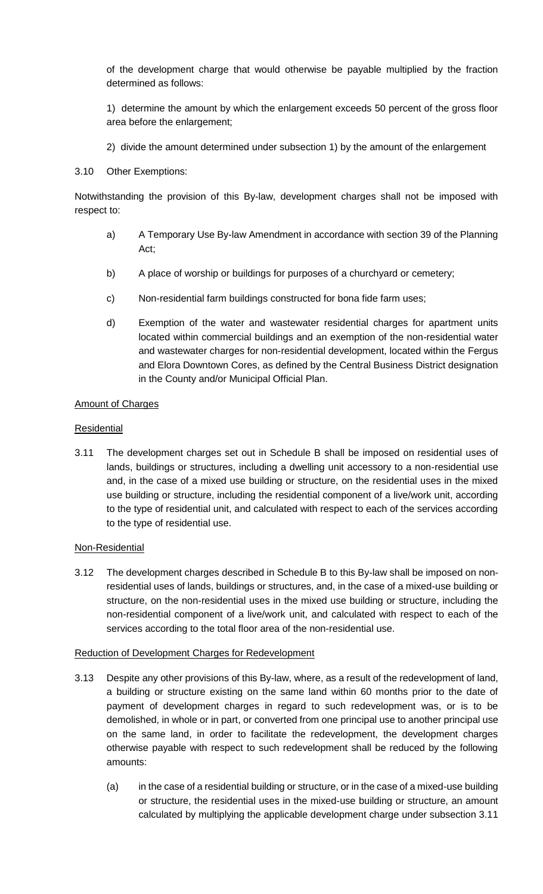of the development charge that would otherwise be payable multiplied by the fraction determined as follows:

1) determine the amount by which the enlargement exceeds 50 percent of the gross floor area before the enlargement;

2) divide the amount determined under subsection 1) by the amount of the enlargement

3.10 Other Exemptions:

Notwithstanding the provision of this By-law, development charges shall not be imposed with respect to:

a) A Temporary Use By-law Amendment in accordance with section 39 of the Planning Act;

b) A place of worship or buildings for purposes of a churchyard or cemetery;

c) Non-residential farm buildings constructed for bona fide farm uses;

d) Exemption of the water and wastewater residential charges for apartment units located within commercial buildings and an exemption of the non-residential water and wastewater charges for non-residential development, located within the Fergus and Elora Downtown Cores, as defined by the Central Business District designation in the County and/or Municipal Official Plan.

Amount of Charges

Residential

3.11 The development charges set out in Schedule B shall be imposed on residential uses of lands, buildings or structures, including a dwelling unit accessory to a non-residential use and, in the case of a mixed use building or structure, on the residential uses in the mixed use building or structure, including the residential component of a live/work unit, according to the type of residential unit, and calculated with respect to each of the services according to the type of residential use.

Non-Residential

3.12 The development charges described in Schedule B to this By-law shall be imposed on non-residential uses of lands, buildings or structures, and, in the case of a mixed-use building or structure, on the non-residential uses in the mixed use building or structure, including the non-residential component of a live/work unit, and calculated with respect to each of the services according to the total floor area of the non-residential use.

Reduction of Development Charges for Redevelopment

3.13 Despite any other provisions of this By-law, where, as a result of the redevelopment of land, a building or structure existing on the same land within 60 months prior to the date of payment of development charges in regard to such redevelopment was, or is to be demolished, in whole or in part, or converted from one principal use to another principal use on the same land, in order to facilitate the redevelopment, the development charges otherwise payable with respect to such redevelopment shall be reduced by the following amounts:

(a) in the case of a residential building or structure, or in the case of a mixed-use building or structure, the residential uses in the mixed-use building or structure, an amount calculated by multiplying the applicable development charge under subsection 3.11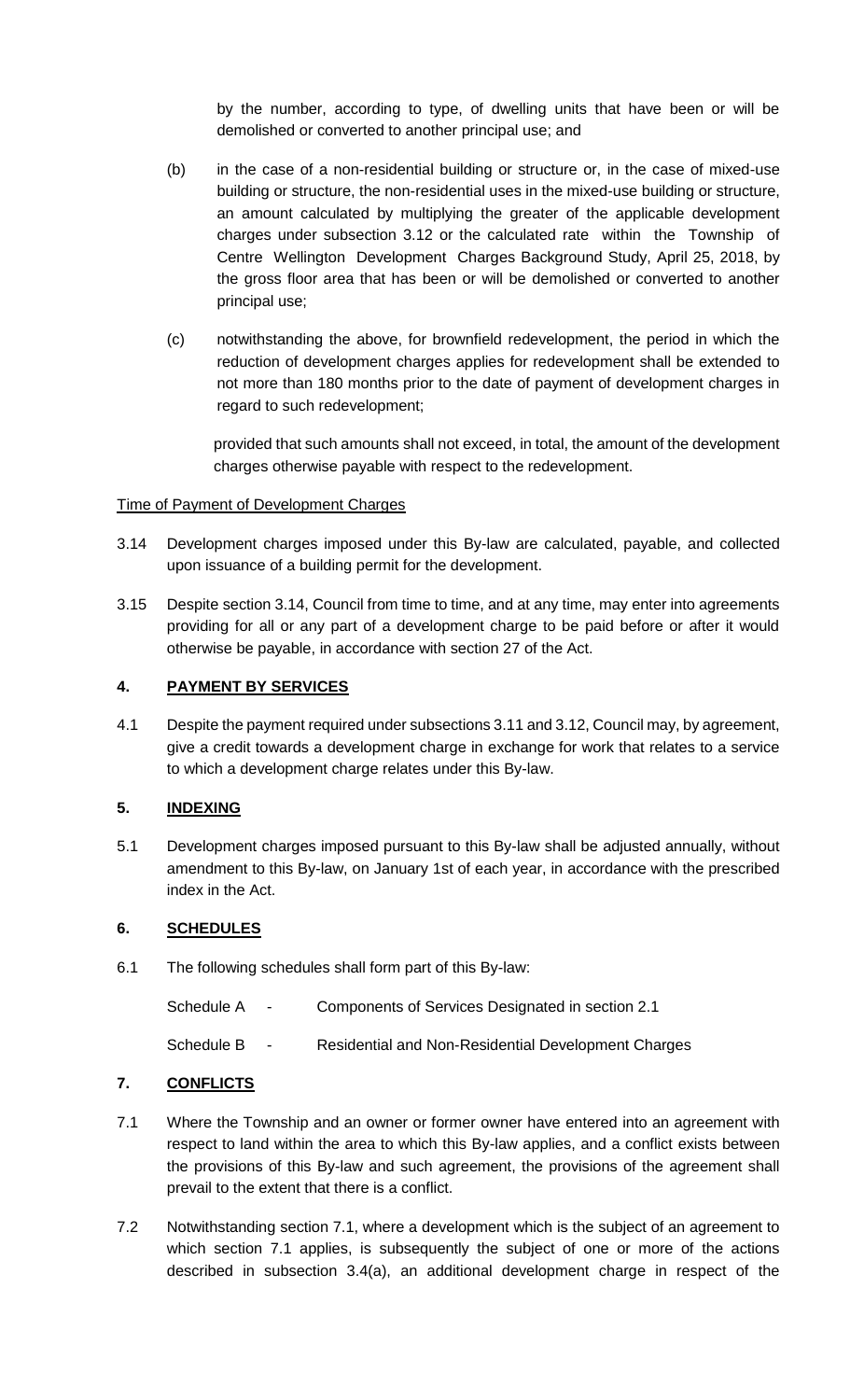by the number, according to type, of dwelling units that have been or will be demolished or converted to another principal use; and

(b) in the case of a non-residential building or structure or, in the case of mixed-use building or structure, the non-residential uses in the mixed-use building or structure, an amount calculated by multiplying the greater of the applicable development charges under subsection 3.12 or the calculated rate within the Township of Centre Wellington Development Charges Background Study, April 25, 2018, by the gross floor area that has been or will be demolished or converted to another principal use;

(c) notwithstanding the above, for brownfield redevelopment, the period in which the reduction of development charges applies for redevelopment shall be extended to not more than 180 months prior to the date of payment of development charges in regard to such redevelopment;

provided that such amounts shall not exceed, in total, the amount of the development charges otherwise payable with respect to the redevelopment.

Time of Payment of Development Charges

3.14 Development charges imposed under this By-law are calculated, payable, and collected upon issuance of a building permit for the development.

3.15 Despite section 3.14, Council from time to time, and at any time, may enter into agreements providing for all or any part of a development charge to be paid before or after it would otherwise be payable, in accordance with section 27 of the Act.

## 4. PAYMENT BY SERVICES

4.1 Despite the payment required under subsections 3.11 and 3.12, Council may, by agreement, give a credit towards a development charge in exchange for work that relates to a service to which a development charge relates under this By-law.

## 5. INDEXING

5.1 Development charges imposed pursuant to this By-law shall be adjusted annually, without amendment to this By-law, on January 1st of each year, in accordance with the prescribed index in the Act.

## 6. SCHEDULES

6.1 The following schedules shall form part of this By-law:

Schedule A - Components of Services Designated in section 2.1

Schedule B - Residential and Non-Residential Development Charges

## 7. CONFLICTS

7.1 Where the Township and an owner or former owner have entered into an agreement with respect to land within the area to which this By-law applies, and a conflict exists between the provisions of this By-law and such agreement, the provisions of the agreement shall prevail to the extent that there is a conflict.

7.2 Notwithstanding section 7.1, where a development which is the subject of an agreement to which section 7.1 applies, is subsequently the subject of one or more of the actions described in subsection 3.4(a), an additional development charge in respect of the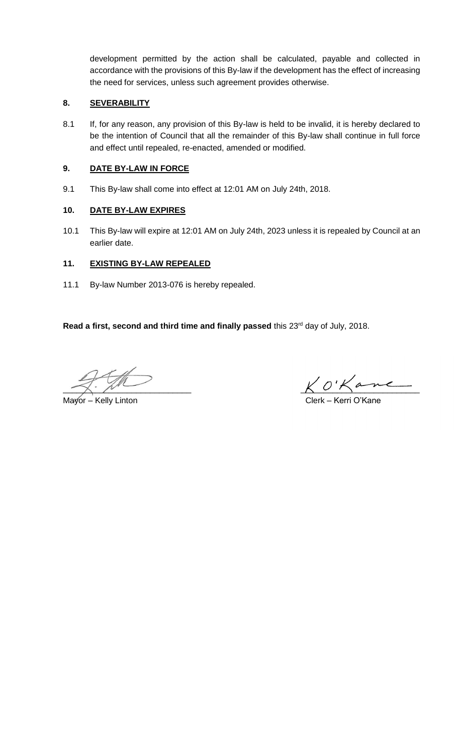development permitted by the action shall be calculated, payable and collected in accordance with the provisions of this By-law if the development has the effect of increasing the need for services, unless such agreement provides otherwise.

## 8. SEVERABILITY

8.1 If, for any reason, any provision of this By-law is held to be invalid, it is hereby declared to be the intention of Council that all the remainder of this By-law shall continue in full force and effect until repealed, re-enacted, amended or modified.

## 9. DATE BY-LAW IN FORCE

9.1 This By-law shall come into effect at 12:01 AM on July 24th, 2018.

## 10. DATE BY-LAW EXPIRES

10.1 This By-law will expire at 12:01 AM on July 24th, 2023 unless it is repealed by Council at an earlier date.

## 11. EXISTING BY-LAW REPEALED

11.1 By-law Number 2013-076 is hereby repealed.

**Read a first, second and third time and finally passed** this 23rd day of July, 2018.

Mayor – Kelly Linton

Clerk – Kerri O'Kane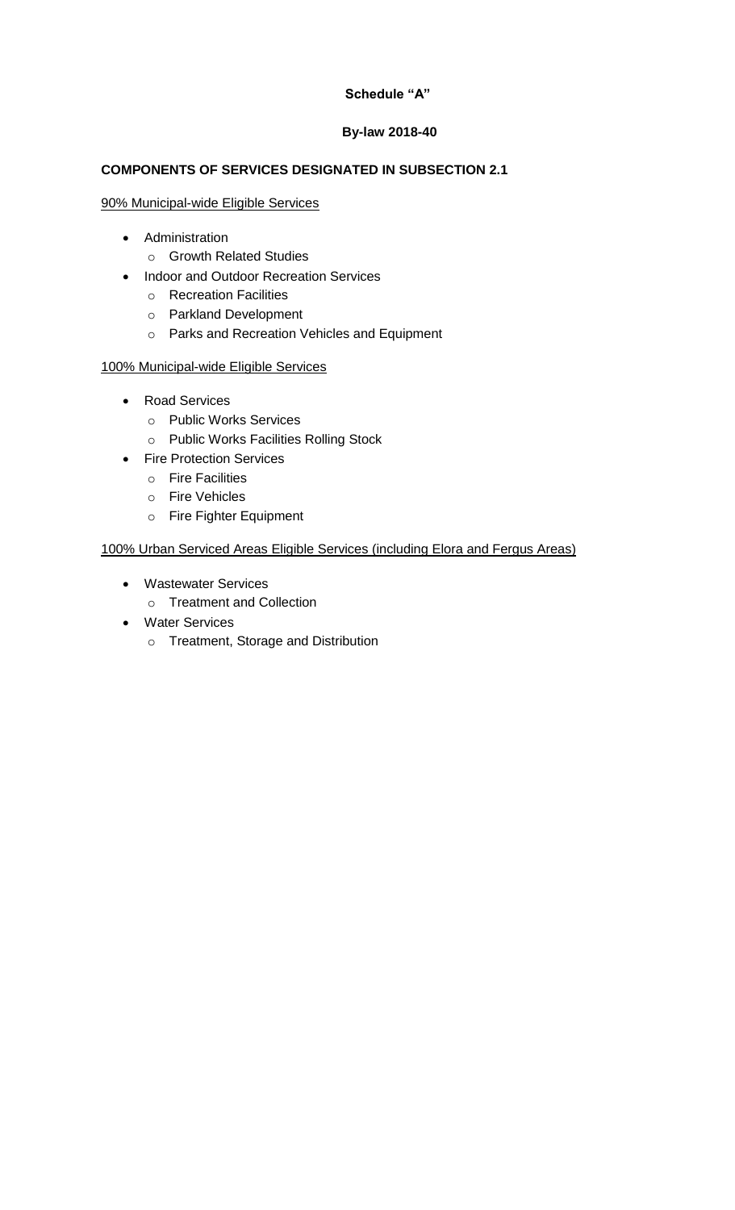**Schedule "A"**

**By-law 2018-40**

**COMPONENTS OF SERVICES DESIGNATED IN SUBSECTION 2.1**

90% Municipal-wide Eligible Services

- Administration
  - Growth Related Studies
- Indoor and Outdoor Recreation Services
  - Recreation Facilities
  - Parkland Development
  - Parks and Recreation Vehicles and Equipment

100% Municipal-wide Eligible Services

- Road Services
  - Public Works Services
  - Public Works Facilities Rolling Stock
- Fire Protection Services
  - Fire Facilities
  - Fire Vehicles
  - Fire Fighter Equipment

100% Urban Serviced Areas Eligible Services (including Elora and Fergus Areas)

- Wastewater Services
  - Treatment and Collection
- Water Services
  - Treatment, Storage and Distribution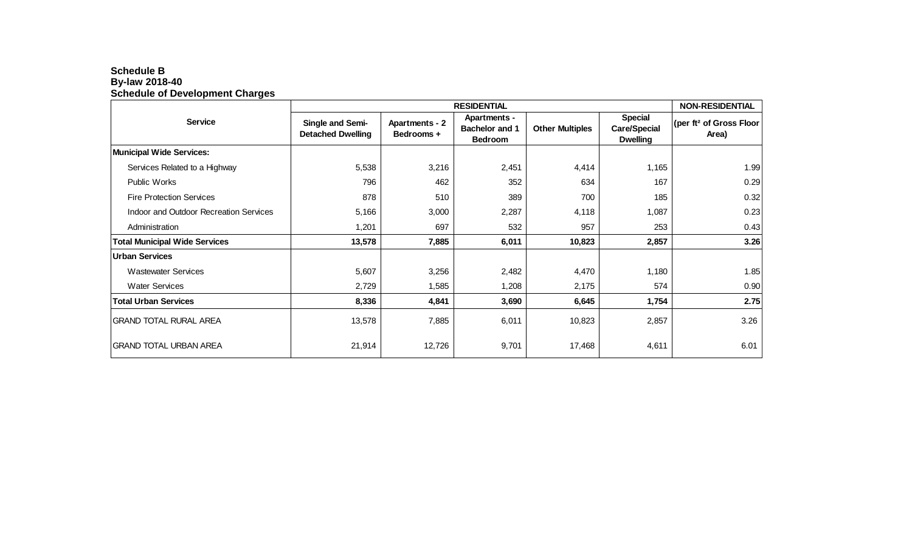**Schedule B**
**By-law 2018-40**
**Schedule of Development Charges**

| Service | RESIDENTIAL | | | | | NON-RESIDENTIAL |
|---|---|---|---|---|---|---|
| | Single and Semi-Detached Dwelling | Apartments - 2 Bedrooms + | Apartments - Bachelor and 1 Bedroom | Other Multiples | Special Care/Special Dwelling | (per ft² of Gross Floor Area) |
| **Municipal Wide Services:** | | | | | | |
| Services Related to a Highway | 5,538 | 3,216 | 2,451 | 4,414 | 1,165 | 1.99 |
| Public Works | 796 | 462 | 352 | 634 | 167 | 0.29 |
| Fire Protection Services | 878 | 510 | 389 | 700 | 185 | 0.32 |
| Indoor and Outdoor Recreation Services | 5,166 | 3,000 | 2,287 | 4,118 | 1,087 | 0.23 |
| Administration | 1,201 | 697 | 532 | 957 | 253 | 0.43 |
| **Total Municipal Wide Services** | **13,578** | **7,885** | **6,011** | **10,823** | **2,857** | **3.26** |
| **Urban Services** | | | | | | |
| Wastewater Services | 5,607 | 3,256 | 2,482 | 4,470 | 1,180 | 1.85 |
| Water Services | 2,729 | 1,585 | 1,208 | 2,175 | 574 | 0.90 |
| **Total Urban Services** | **8,336** | **4,841** | **3,690** | **6,645** | **1,754** | **2.75** |
| GRAND TOTAL RURAL AREA | 13,578 | 7,885 | 6,011 | 10,823 | 2,857 | 3.26 |
| GRAND TOTAL URBAN AREA | 21,914 | 12,726 | 9,701 | 17,468 | 4,611 | 6.01 |